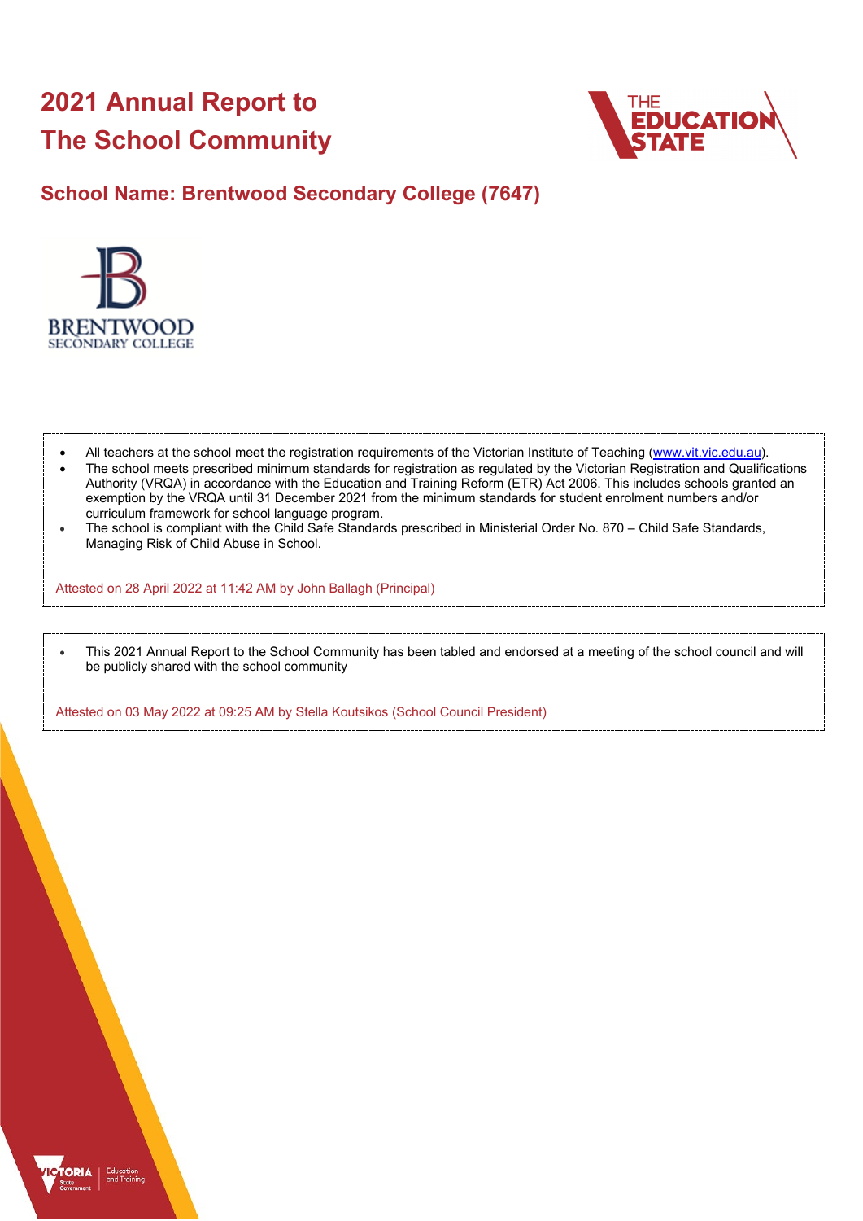# 2021 Annual Report to The School Community

## School Name: Brentwood Secondary College (7647)

- All teachers at the school meet the registration requirements of the Victorian Institute of Teaching (www.vit.vic.edu.au).
- The school meets prescribed minimum standards for registration as regulated by the Victorian Registration and Qualifications Authority (VRQA) in accordance with the Education and Training Reform (ETR) Act 2006. This includes schools granted an exemption by the VRQA until 31 December 2021 from the minimum standards for student enrolment numbers and/or curriculum framework for school language program.
- The school is compliant with the Child Safe Standards prescribed in Ministerial Order No. 870 – Child Safe Standards, Managing Risk of Child Abuse in School.

Attested on 28 April 2022 at 11:42 AM by John Ballagh (Principal)

- This 2021 Annual Report to the School Community has been tabled and endorsed at a meeting of the school council and will be publicly shared with the school community

Attested on 03 May 2022 at 09:25 AM by Stella Koutsikos (School Council President)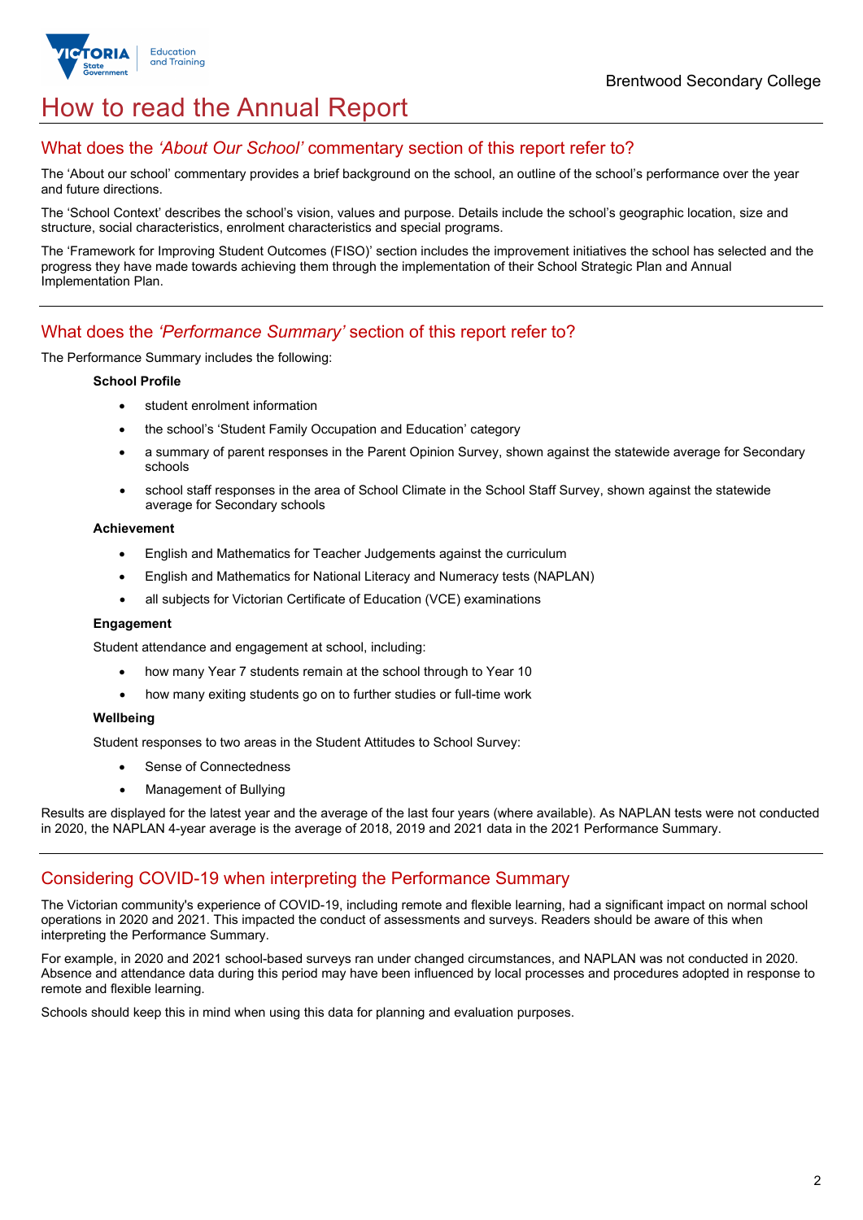# How to read the Annual Report

## What does the *'About Our School'* commentary section of this report refer to?

The 'About our school' commentary provides a brief background on the school, an outline of the school's performance over the year and future directions.

The 'School Context' describes the school's vision, values and purpose. Details include the school's geographic location, size and structure, social characteristics, enrolment characteristics and special programs.

The 'Framework for Improving Student Outcomes (FISO)' section includes the improvement initiatives the school has selected and the progress they have made towards achieving them through the implementation of their School Strategic Plan and Annual Implementation Plan.

## What does the *'Performance Summary'* section of this report refer to?

The Performance Summary includes the following:

**School Profile**

- student enrolment information
- the school's 'Student Family Occupation and Education' category
- a summary of parent responses in the Parent Opinion Survey, shown against the statewide average for Secondary schools
- school staff responses in the area of School Climate in the School Staff Survey, shown against the statewide average for Secondary schools

**Achievement**

- English and Mathematics for Teacher Judgements against the curriculum
- English and Mathematics for National Literacy and Numeracy tests (NAPLAN)
- all subjects for Victorian Certificate of Education (VCE) examinations

**Engagement**

Student attendance and engagement at school, including:

- how many Year 7 students remain at the school through to Year 10
- how many exiting students go on to further studies or full-time work

**Wellbeing**

Student responses to two areas in the Student Attitudes to School Survey:

- Sense of Connectedness
- Management of Bullying

Results are displayed for the latest year and the average of the last four years (where available). As NAPLAN tests were not conducted in 2020, the NAPLAN 4-year average is the average of 2018, 2019 and 2021 data in the 2021 Performance Summary.

## Considering COVID-19 when interpreting the Performance Summary

The Victorian community's experience of COVID-19, including remote and flexible learning, had a significant impact on normal school operations in 2020 and 2021. This impacted the conduct of assessments and surveys. Readers should be aware of this when interpreting the Performance Summary.

For example, in 2020 and 2021 school-based surveys ran under changed circumstances, and NAPLAN was not conducted in 2020. Absence and attendance data during this period may have been influenced by local processes and procedures adopted in response to remote and flexible learning.

Schools should keep this in mind when using this data for planning and evaluation purposes.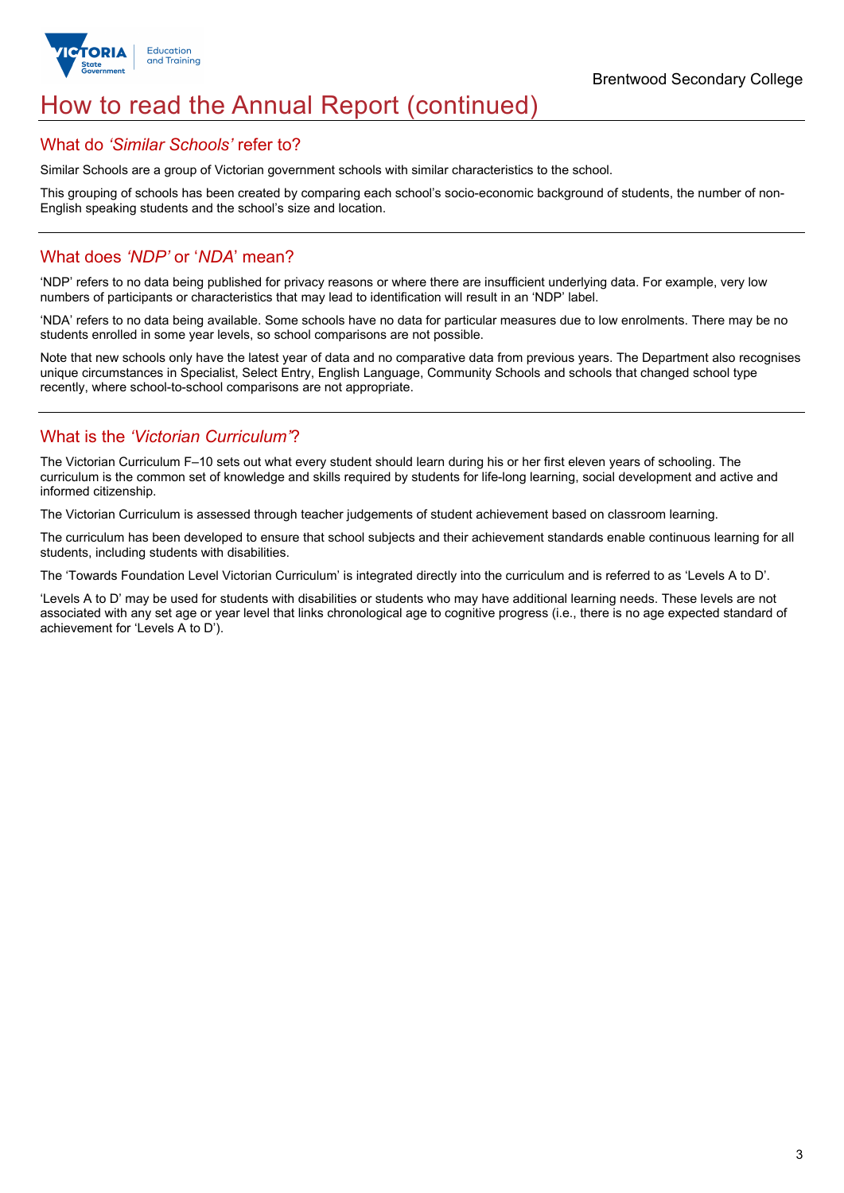# How to read the Annual Report (continued)

## What do *'Similar Schools'* refer to?

Similar Schools are a group of Victorian government schools with similar characteristics to the school.

This grouping of schools has been created by comparing each school's socio-economic background of students, the number of non-English speaking students and the school's size and location.

## What does *'NDP'* or '*NDA*' mean?

'NDP' refers to no data being published for privacy reasons or where there are insufficient underlying data. For example, very low numbers of participants or characteristics that may lead to identification will result in an 'NDP' label.

'NDA' refers to no data being available. Some schools have no data for particular measures due to low enrolments. There may be no students enrolled in some year levels, so school comparisons are not possible.

Note that new schools only have the latest year of data and no comparative data from previous years. The Department also recognises unique circumstances in Specialist, Select Entry, English Language, Community Schools and schools that changed school type recently, where school-to-school comparisons are not appropriate.

## What is the *'Victorian Curriculum'*?

The Victorian Curriculum F–10 sets out what every student should learn during his or her first eleven years of schooling. The curriculum is the common set of knowledge and skills required by students for life-long learning, social development and active and informed citizenship.

The Victorian Curriculum is assessed through teacher judgements of student achievement based on classroom learning.

The curriculum has been developed to ensure that school subjects and their achievement standards enable continuous learning for all students, including students with disabilities.

The 'Towards Foundation Level Victorian Curriculum' is integrated directly into the curriculum and is referred to as 'Levels A to D'.

'Levels A to D' may be used for students with disabilities or students who may have additional learning needs. These levels are not associated with any set age or year level that links chronological age to cognitive progress (i.e., there is no age expected standard of achievement for 'Levels A to D').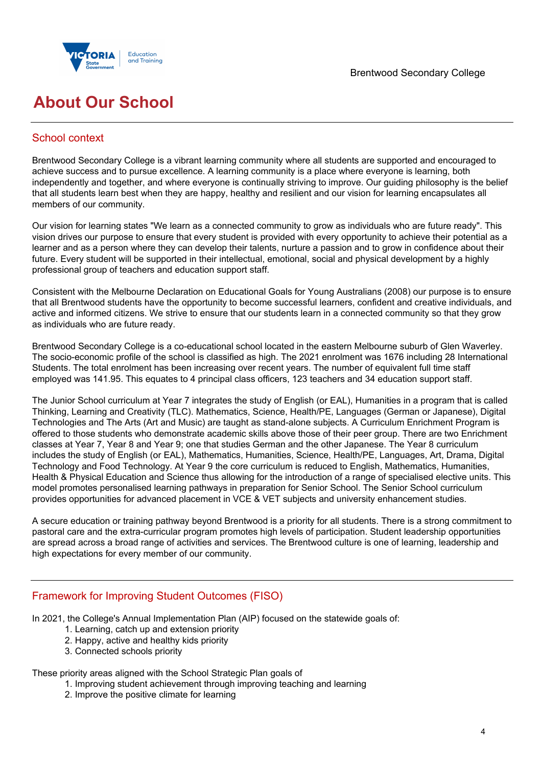# About Our School

## School context

Brentwood Secondary College is a vibrant learning community where all students are supported and encouraged to achieve success and to pursue excellence. A learning community is a place where everyone is learning, both independently and together, and where everyone is continually striving to improve. Our guiding philosophy is the belief that all students learn best when they are happy, healthy and resilient and our vision for learning encapsulates all members of our community.

Our vision for learning states "We learn as a connected community to grow as individuals who are future ready". This vision drives our purpose to ensure that every student is provided with every opportunity to achieve their potential as a learner and as a person where they can develop their talents, nurture a passion and to grow in confidence about their future. Every student will be supported in their intellectual, emotional, social and physical development by a highly professional group of teachers and education support staff.

Consistent with the Melbourne Declaration on Educational Goals for Young Australians (2008) our purpose is to ensure that all Brentwood students have the opportunity to become successful learners, confident and creative individuals, and active and informed citizens. We strive to ensure that our students learn in a connected community so that they grow as individuals who are future ready.

Brentwood Secondary College is a co-educational school located in the eastern Melbourne suburb of Glen Waverley. The socio-economic profile of the school is classified as high. The 2021 enrolment was 1676 including 28 International Students. The total enrolment has been increasing over recent years. The number of equivalent full time staff employed was 141.95. This equates to 4 principal class officers, 123 teachers and 34 education support staff.

The Junior School curriculum at Year 7 integrates the study of English (or EAL), Humanities in a program that is called Thinking, Learning and Creativity (TLC). Mathematics, Science, Health/PE, Languages (German or Japanese), Digital Technologies and The Arts (Art and Music) are taught as stand-alone subjects. A Curriculum Enrichment Program is offered to those students who demonstrate academic skills above those of their peer group. There are two Enrichment classes at Year 7, Year 8 and Year 9; one that studies German and the other Japanese. The Year 8 curriculum includes the study of English (or EAL), Mathematics, Humanities, Science, Health/PE, Languages, Art, Drama, Digital Technology and Food Technology. At Year 9 the core curriculum is reduced to English, Mathematics, Humanities, Health & Physical Education and Science thus allowing for the introduction of a range of specialised elective units. This model promotes personalised learning pathways in preparation for Senior School. The Senior School curriculum provides opportunities for advanced placement in VCE & VET subjects and university enhancement studies.

A secure education or training pathway beyond Brentwood is a priority for all students. There is a strong commitment to pastoral care and the extra-curricular program promotes high levels of participation. Student leadership opportunities are spread across a broad range of activities and services. The Brentwood culture is one of learning, leadership and high expectations for every member of our community.

## Framework for Improving Student Outcomes (FISO)

In 2021, the College's Annual Implementation Plan (AIP) focused on the statewide goals of:

1. Learning, catch up and extension priority
2. Happy, active and healthy kids priority
3. Connected schools priority

These priority areas aligned with the School Strategic Plan goals of

1. Improving student achievement through improving teaching and learning
2. Improve the positive climate for learning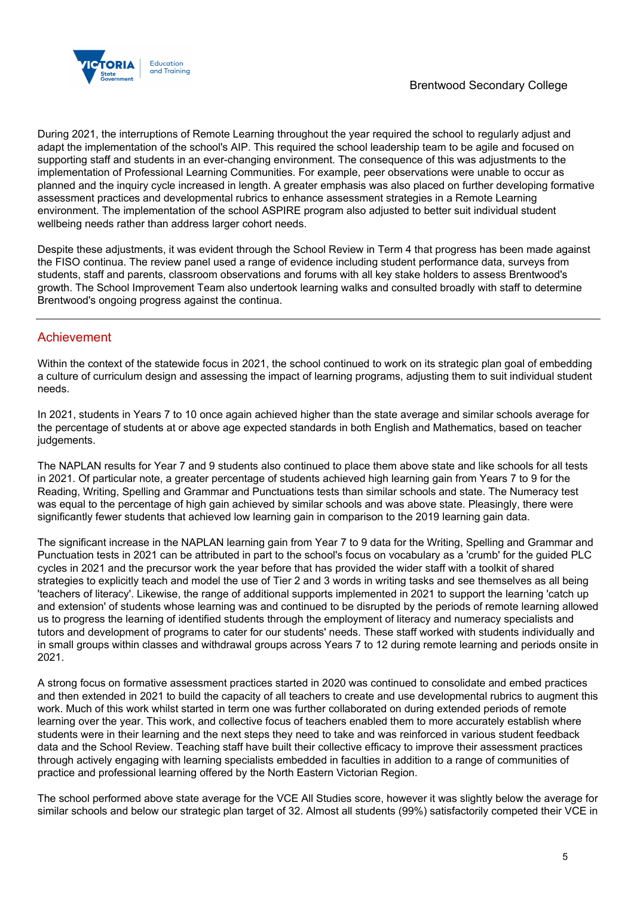During 2021, the interruptions of Remote Learning throughout the year required the school to regularly adjust and adapt the implementation of the school's AIP. This required the school leadership team to be agile and focused on supporting staff and students in an ever-changing environment. The consequence of this was adjustments to the implementation of Professional Learning Communities. For example, peer observations were unable to occur as planned and the inquiry cycle increased in length. A greater emphasis was also placed on further developing formative assessment practices and developmental rubrics to enhance assessment strategies in a Remote Learning environment. The implementation of the school ASPIRE program also adjusted to better suit individual student wellbeing needs rather than address larger cohort needs.

Despite these adjustments, it was evident through the School Review in Term 4 that progress has been made against the FISO continua. The review panel used a range of evidence including student performance data, surveys from students, staff and parents, classroom observations and forums with all key stake holders to assess Brentwood's growth. The School Improvement Team also undertook learning walks and consulted broadly with staff to determine Brentwood's ongoing progress against the continua.

## Achievement

Within the context of the statewide focus in 2021, the school continued to work on its strategic plan goal of embedding a culture of curriculum design and assessing the impact of learning programs, adjusting them to suit individual student needs.

In 2021, students in Years 7 to 10 once again achieved higher than the state average and similar schools average for the percentage of students at or above age expected standards in both English and Mathematics, based on teacher judgements.

The NAPLAN results for Year 7 and 9 students also continued to place them above state and like schools for all tests in 2021. Of particular note, a greater percentage of students achieved high learning gain from Years 7 to 9 for the Reading, Writing, Spelling and Grammar and Punctuations tests than similar schools and state. The Numeracy test was equal to the percentage of high gain achieved by similar schools and was above state. Pleasingly, there were significantly fewer students that achieved low learning gain in comparison to the 2019 learning gain data.

The significant increase in the NAPLAN learning gain from Year 7 to 9 data for the Writing, Spelling and Grammar and Punctuation tests in 2021 can be attributed in part to the school's focus on vocabulary as a 'crumb' for the guided PLC cycles in 2021 and the precursor work the year before that has provided the wider staff with a toolkit of shared strategies to explicitly teach and model the use of Tier 2 and 3 words in writing tasks and see themselves as all being 'teachers of literacy'. Likewise, the range of additional supports implemented in 2021 to support the learning 'catch up and extension' of students whose learning was and continued to be disrupted by the periods of remote learning allowed us to progress the learning of identified students through the employment of literacy and numeracy specialists and tutors and development of programs to cater for our students' needs. These staff worked with students individually and in small groups within classes and withdrawal groups across Years 7 to 12 during remote learning and periods onsite in 2021.

A strong focus on formative assessment practices started in 2020 was continued to consolidate and embed practices and then extended in 2021 to build the capacity of all teachers to create and use developmental rubrics to augment this work. Much of this work whilst started in term one was further collaborated on during extended periods of remote learning over the year. This work, and collective focus of teachers enabled them to more accurately establish where students were in their learning and the next steps they need to take and was reinforced in various student feedback data and the School Review. Teaching staff have built their collective efficacy to improve their assessment practices through actively engaging with learning specialists embedded in faculties in addition to a range of communities of practice and professional learning offered by the North Eastern Victorian Region.

The school performed above state average for the VCE All Studies score, however it was slightly below the average for similar schools and below our strategic plan target of 32. Almost all students (99%) satisfactorily competed their VCE in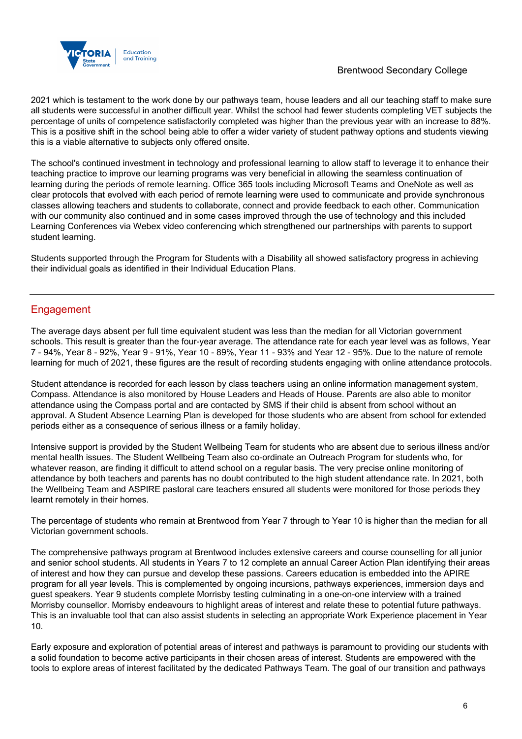2021 which is testament to the work done by our pathways team, house leaders and all our teaching staff to make sure all students were successful in another difficult year. Whilst the school had fewer students completing VET subjects the percentage of units of competence satisfactorily completed was higher than the previous year with an increase to 88%. This is a positive shift in the school being able to offer a wider variety of student pathway options and students viewing this is a viable alternative to subjects only offered onsite.

The school's continued investment in technology and professional learning to allow staff to leverage it to enhance their teaching practice to improve our learning programs was very beneficial in allowing the seamless continuation of learning during the periods of remote learning. Office 365 tools including Microsoft Teams and OneNote as well as clear protocols that evolved with each period of remote learning were used to communicate and provide synchronous classes allowing teachers and students to collaborate, connect and provide feedback to each other. Communication with our community also continued and in some cases improved through the use of technology and this included Learning Conferences via Webex video conferencing which strengthened our partnerships with parents to support student learning.

Students supported through the Program for Students with a Disability all showed satisfactory progress in achieving their individual goals as identified in their Individual Education Plans.

## Engagement

The average days absent per full time equivalent student was less than the median for all Victorian government schools. This result is greater than the four-year average. The attendance rate for each year level was as follows, Year 7 - 94%, Year 8 - 92%, Year 9 - 91%, Year 10 - 89%, Year 11 - 93% and Year 12 - 95%. Due to the nature of remote learning for much of 2021, these figures are the result of recording students engaging with online attendance protocols.

Student attendance is recorded for each lesson by class teachers using an online information management system, Compass. Attendance is also monitored by House Leaders and Heads of House. Parents are also able to monitor attendance using the Compass portal and are contacted by SMS if their child is absent from school without an approval. A Student Absence Learning Plan is developed for those students who are absent from school for extended periods either as a consequence of serious illness or a family holiday.

Intensive support is provided by the Student Wellbeing Team for students who are absent due to serious illness and/or mental health issues. The Student Wellbeing Team also co-ordinate an Outreach Program for students who, for whatever reason, are finding it difficult to attend school on a regular basis. The very precise online monitoring of attendance by both teachers and parents has no doubt contributed to the high student attendance rate. In 2021, both the Wellbeing Team and ASPIRE pastoral care teachers ensured all students were monitored for those periods they learnt remotely in their homes.

The percentage of students who remain at Brentwood from Year 7 through to Year 10 is higher than the median for all Victorian government schools.

The comprehensive pathways program at Brentwood includes extensive careers and course counselling for all junior and senior school students. All students in Years 7 to 12 complete an annual Career Action Plan identifying their areas of interest and how they can pursue and develop these passions. Careers education is embedded into the APIRE program for all year levels. This is complemented by ongoing incursions, pathways experiences, immersion days and guest speakers. Year 9 students complete Morrisby testing culminating in a one-on-one interview with a trained Morrisby counsellor. Morrisby endeavours to highlight areas of interest and relate these to potential future pathways. This is an invaluable tool that can also assist students in selecting an appropriate Work Experience placement in Year 10.

Early exposure and exploration of potential areas of interest and pathways is paramount to providing our students with a solid foundation to become active participants in their chosen areas of interest. Students are empowered with the tools to explore areas of interest facilitated by the dedicated Pathways Team. The goal of our transition and pathways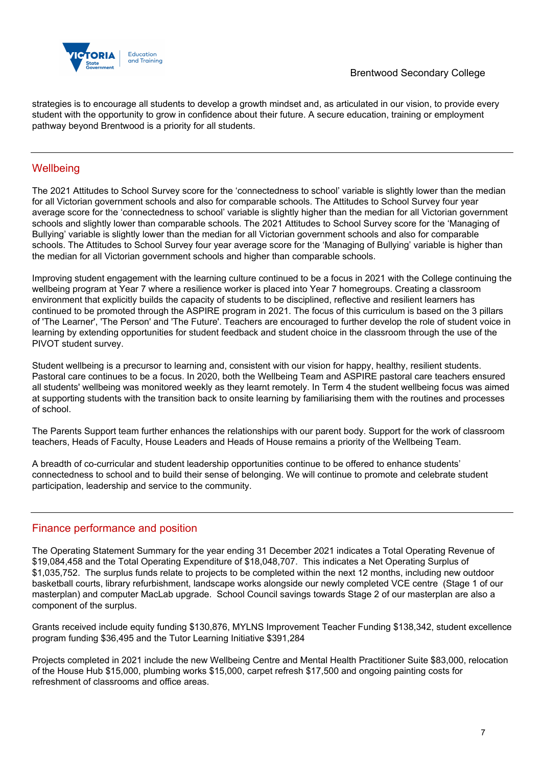strategies is to encourage all students to develop a growth mindset and, as articulated in our vision, to provide every student with the opportunity to grow in confidence about their future. A secure education, training or employment pathway beyond Brentwood is a priority for all students.

## Wellbeing

The 2021 Attitudes to School Survey score for the 'connectedness to school' variable is slightly lower than the median for all Victorian government schools and also for comparable schools. The Attitudes to School Survey four year average score for the 'connectedness to school' variable is slightly higher than the median for all Victorian government schools and slightly lower than comparable schools. The 2021 Attitudes to School Survey score for the 'Managing of Bullying' variable is slightly lower than the median for all Victorian government schools and also for comparable schools. The Attitudes to School Survey four year average score for the 'Managing of Bullying' variable is higher than the median for all Victorian government schools and higher than comparable schools.

Improving student engagement with the learning culture continued to be a focus in 2021 with the College continuing the wellbeing program at Year 7 where a resilience worker is placed into Year 7 homegroups. Creating a classroom environment that explicitly builds the capacity of students to be disciplined, reflective and resilient learners has continued to be promoted through the ASPIRE program in 2021. The focus of this curriculum is based on the 3 pillars of 'The Learner', 'The Person' and 'The Future'. Teachers are encouraged to further develop the role of student voice in learning by extending opportunities for student feedback and student choice in the classroom through the use of the PIVOT student survey.

Student wellbeing is a precursor to learning and, consistent with our vision for happy, healthy, resilient students. Pastoral care continues to be a focus. In 2020, both the Wellbeing Team and ASPIRE pastoral care teachers ensured all students' wellbeing was monitored weekly as they learnt remotely. In Term 4 the student wellbeing focus was aimed at supporting students with the transition back to onsite learning by familiarising them with the routines and processes of school.

The Parents Support team further enhances the relationships with our parent body. Support for the work of classroom teachers, Heads of Faculty, House Leaders and Heads of House remains a priority of the Wellbeing Team.

A breadth of co-curricular and student leadership opportunities continue to be offered to enhance students' connectedness to school and to build their sense of belonging. We will continue to promote and celebrate student participation, leadership and service to the community.

## Finance performance and position

The Operating Statement Summary for the year ending 31 December 2021 indicates a Total Operating Revenue of $19,084,458 and the Total Operating Expenditure of $18,048,707. This indicates a Net Operating Surplus of $1,035,752. The surplus funds relate to projects to be completed within the next 12 months, including new outdoor basketball courts, library refurbishment, landscape works alongside our newly completed VCE centre (Stage 1 of our masterplan) and computer MacLab upgrade. School Council savings towards Stage 2 of our masterplan are also a component of the surplus.

Grants received include equity funding $130,876, MYLNS Improvement Teacher Funding $138,342, student excellence program funding $36,495 and the Tutor Learning Initiative $391,284

Projects completed in 2021 include the new Wellbeing Centre and Mental Health Practitioner Suite $83,000, relocation of the House Hub $15,000, plumbing works $15,000, carpet refresh $17,500 and ongoing painting costs for refreshment of classrooms and office areas.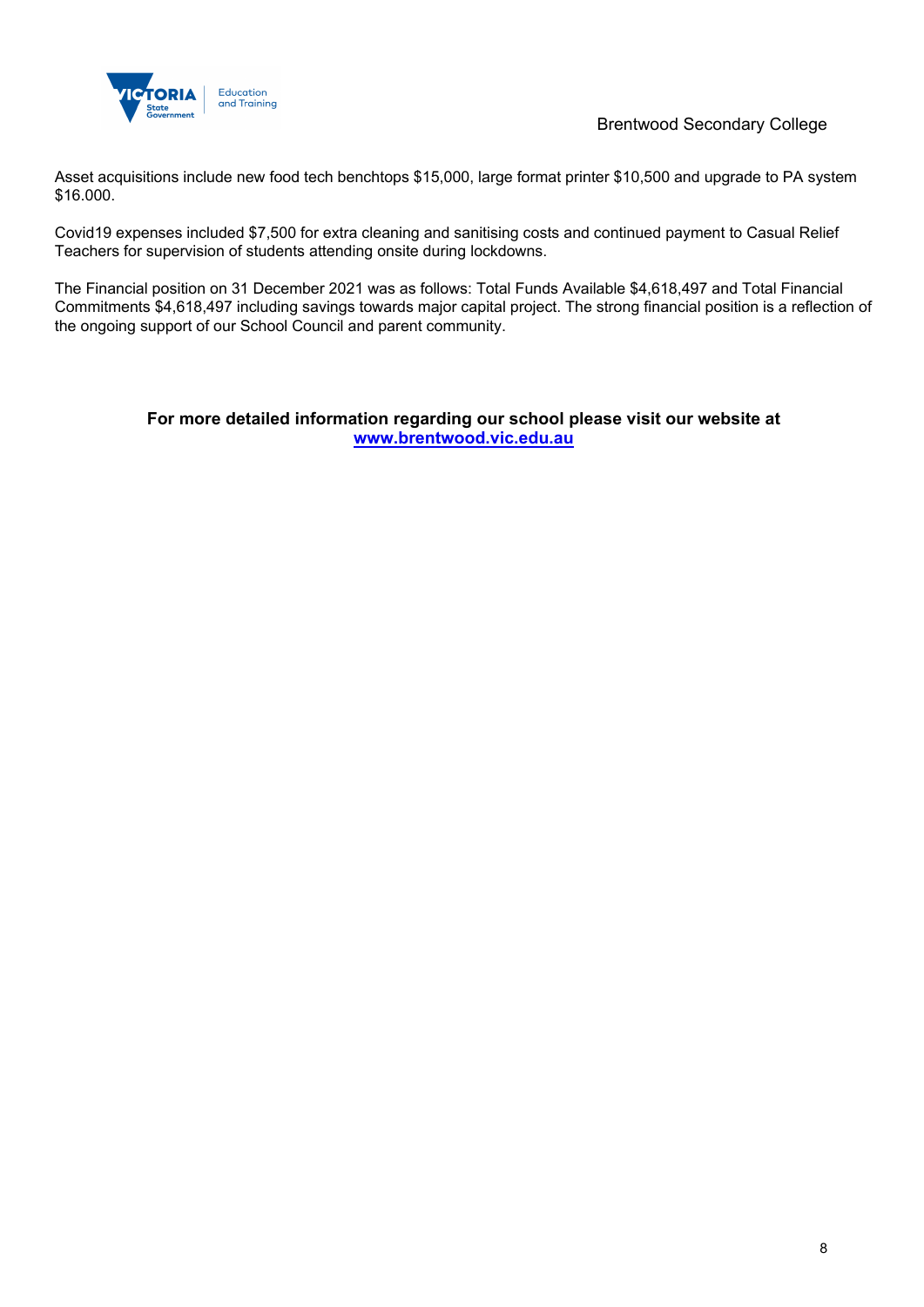Asset acquisitions include new food tech benchtops $15,000, large format printer $10,500 and upgrade to PA system $16.000.

Covid19 expenses included $7,500 for extra cleaning and sanitising costs and continued payment to Casual Relief Teachers for supervision of students attending onsite during lockdowns.

The Financial position on 31 December 2021 was as follows: Total Funds Available $4,618,497 and Total Financial Commitments $4,618,497 including savings towards major capital project. The strong financial position is a reflection of the ongoing support of our School Council and parent community.

**For more detailed information regarding our school please visit our website at [www.brentwood.vic.edu.au](www.brentwood.vic.edu.au)**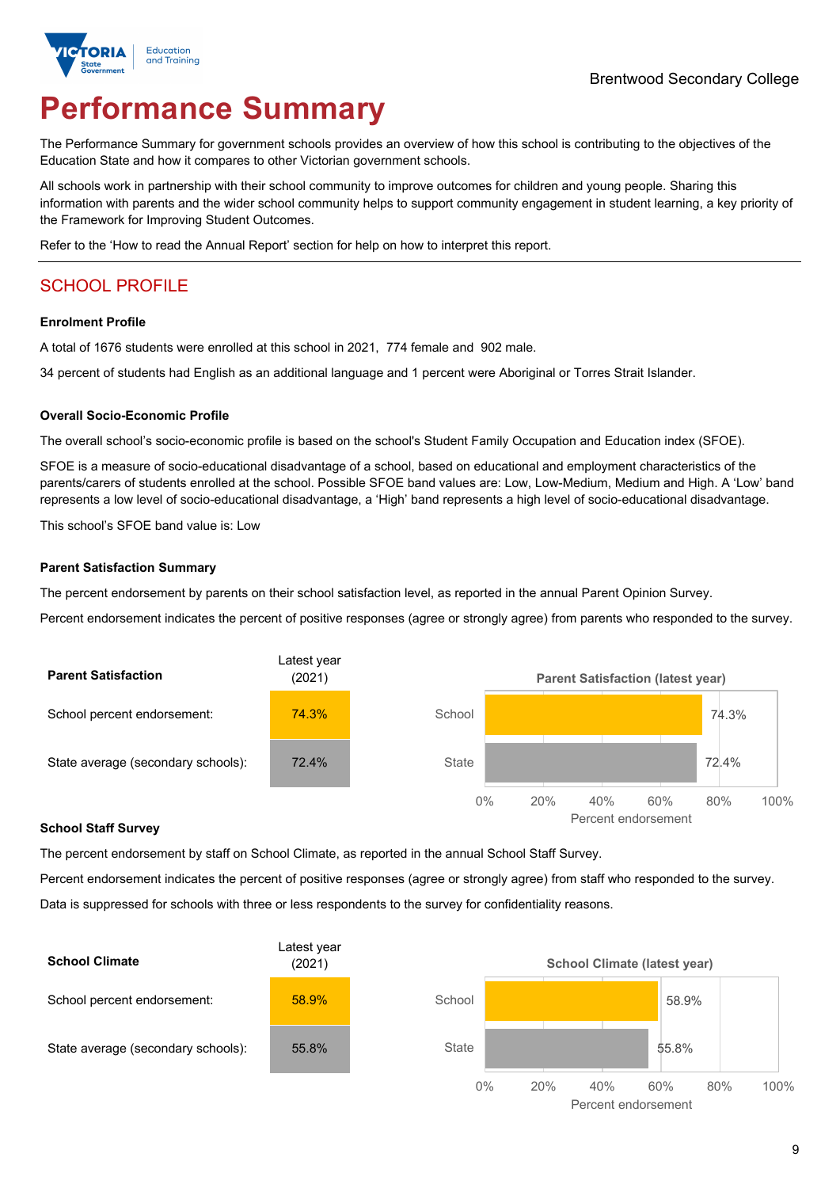Brentwood Secondary College

# Performance Summary

The Performance Summary for government schools provides an overview of how this school is contributing to the objectives of the Education State and how it compares to other Victorian government schools.

All schools work in partnership with their school community to improve outcomes for children and young people. Sharing this information with parents and the wider school community helps to support community engagement in student learning, a key priority of the Framework for Improving Student Outcomes.

Refer to the 'How to read the Annual Report' section for help on how to interpret this report.

## SCHOOL PROFILE

### Enrolment Profile

A total of 1676 students were enrolled at this school in 2021, 774 female and 902 male.

34 percent of students had English as an additional language and 1 percent were Aboriginal or Torres Strait Islander.

### Overall Socio-Economic Profile

The overall school's socio-economic profile is based on the school's Student Family Occupation and Education index (SFOE).

SFOE is a measure of socio-educational disadvantage of a school, based on educational and employment characteristics of the parents/carers of students enrolled at the school. Possible SFOE band values are: Low, Low-Medium, Medium and High. A 'Low' band represents a low level of socio-educational disadvantage, a 'High' band represents a high level of socio-educational disadvantage.

This school's SFOE band value is: Low

### Parent Satisfaction Summary

The percent endorsement by parents on their school satisfaction level, as reported in the annual Parent Opinion Survey.

Percent endorsement indicates the percent of positive responses (agree or strongly agree) from parents who responded to the survey.

| Parent Satisfaction | Latest year (2021) |
|---|---|
| School percent endorsement: | 74.3% |
| State average (secondary schools): | 72.4% |

**Parent Satisfaction (latest year)**

| | Percent endorsement |
|---|---|
| School | 74.3% |
| State | 72.4% |

### School Staff Survey

The percent endorsement by staff on School Climate, as reported in the annual School Staff Survey.

Percent endorsement indicates the percent of positive responses (agree or strongly agree) from staff who responded to the survey.

Data is suppressed for schools with three or less respondents to the survey for confidentiality reasons.

| School Climate | Latest year (2021) |
|---|---|
| School percent endorsement: | 58.9% |
| State average (secondary schools): | 55.8% |

**School Climate (latest year)**

| | Percent endorsement |
|---|---|
| School | 58.9% |
| State | 55.8% |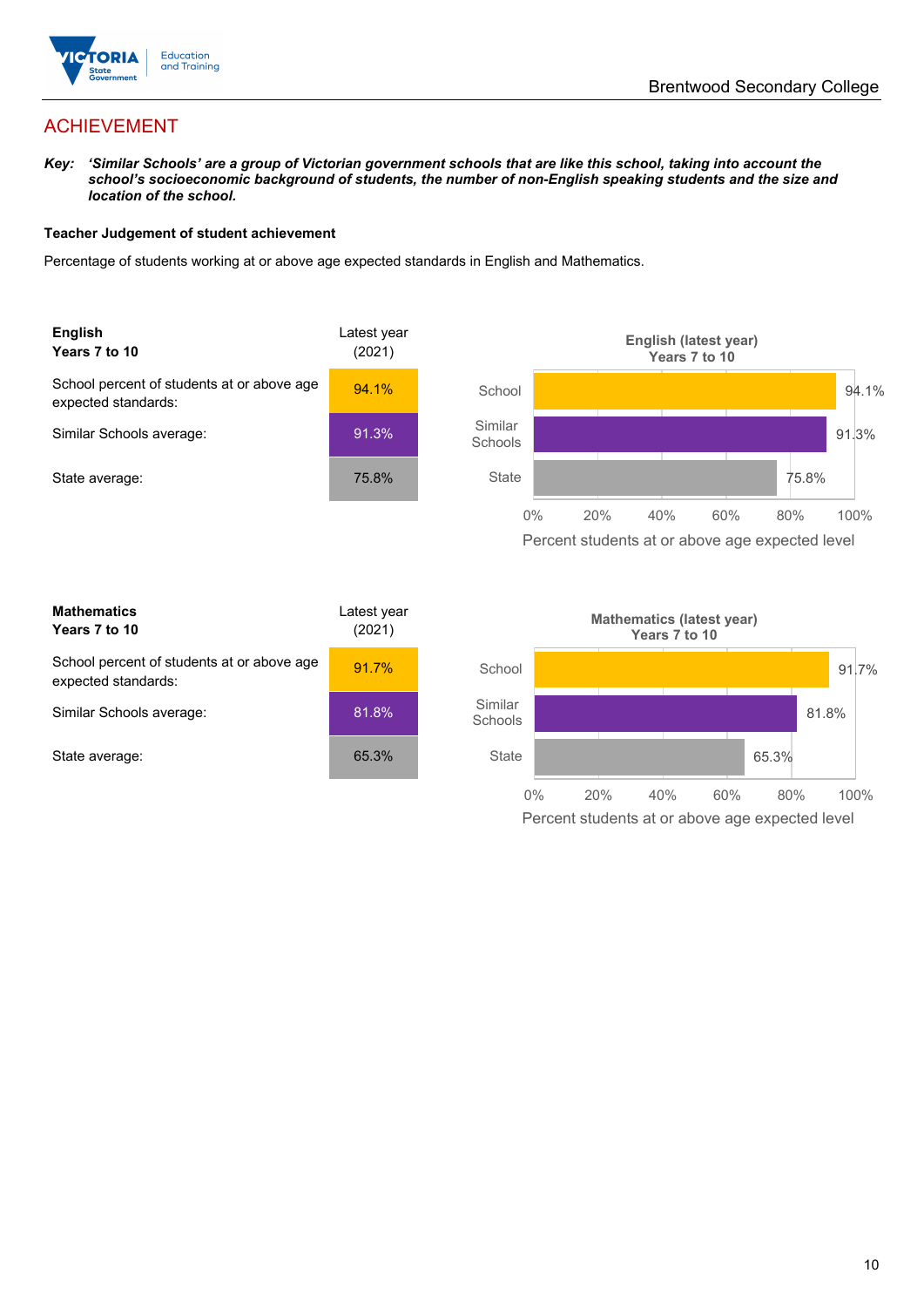# ACHIEVEMENT

***Key:*** ***'Similar Schools' are a group of Victorian government schools that are like this school, taking into account the school's socioeconomic background of students, the number of non-English speaking students and the size and location of the school.***

**Teacher Judgement of student achievement**

Percentage of students working at or above age expected standards in English and Mathematics.

| **English** **Years 7 to 10** | Latest year (2021) |
|---|---|
| School percent of students at or above age expected standards: | 94.1% |
| Similar Schools average: | 91.3% |
| State average: | 75.8% |

**English (latest year)**
**Years 7 to 10**

| | Percent students at or above age expected level |
|---|---|
| School | 94.1% |
| Similar Schools | 91.3% |
| State | 75.8% |

| **Mathematics** **Years 7 to 10** | Latest year (2021) |
|---|---|
| School percent of students at or above age expected standards: | 91.7% |
| Similar Schools average: | 81.8% |
| State average: | 65.3% |

**Mathematics (latest year)**
**Years 7 to 10**

| | Percent students at or above age expected level |
|---|---|
| School | 91.7% |
| Similar Schools | 81.8% |
| State | 65.3% |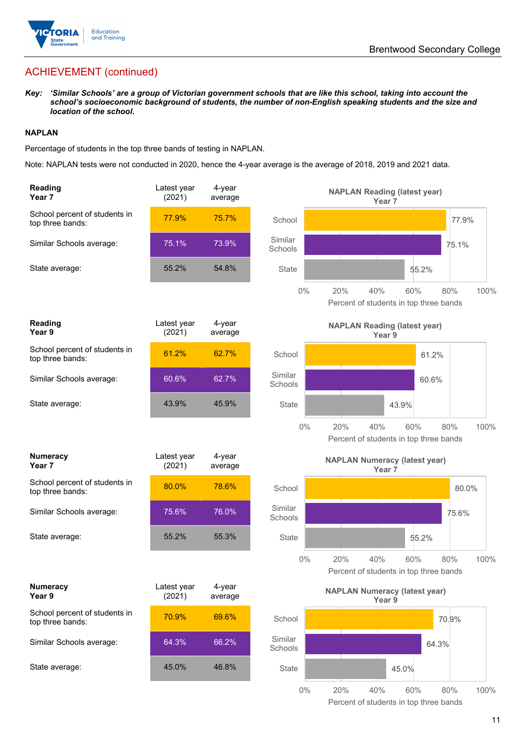## ACHIEVEMENT (continued)

***Key:*** ***'Similar Schools' are a group of Victorian government schools that are like this school, taking into account the school's socioeconomic background of students, the number of non-English speaking students and the size and location of the school.***

### NAPLAN

Percentage of students in the top three bands of testing in NAPLAN.

Note: NAPLAN tests were not conducted in 2020, hence the 4-year average is the average of 2018, 2019 and 2021 data.

| **Reading Year 7** | Latest year (2021) | 4-year average |
|---|---|---|
| School percent of students in top three bands: | 77.9% | 75.7% |
| Similar Schools average: | 75.1% | 73.9% |
| State average: | 55.2% | 54.8% |

**NAPLAN Reading (latest year) Year 7**

| | Percent of students in top three bands |
|---|---|
| School | 77.9% |
| Similar Schools | 75.1% |
| State | 55.2% |

| **Reading Year 9** | Latest year (2021) | 4-year average |
|---|---|---|
| School percent of students in top three bands: | 61.2% | 62.7% |
| Similar Schools average: | 60.6% | 62.7% |
| State average: | 43.9% | 45.9% |

**NAPLAN Reading (latest year) Year 9**

| | Percent of students in top three bands |
|---|---|
| School | 61.2% |
| Similar Schools | 60.6% |
| State | 43.9% |

| **Numeracy Year 7** | Latest year (2021) | 4-year average |
|---|---|---|
| School percent of students in top three bands: | 80.0% | 78.6% |
| Similar Schools average: | 75.6% | 76.0% |
| State average: | 55.2% | 55.3% |

**NAPLAN Numeracy (latest year) Year 7**

| | Percent of students in top three bands |
|---|---|
| School | 80.0% |
| Similar Schools | 75.6% |
| State | 55.2% |

| **Numeracy Year 9** | Latest year (2021) | 4-year average |
|---|---|---|
| School percent of students in top three bands: | 70.9% | 69.6% |
| Similar Schools average: | 64.3% | 66.2% |
| State average: | 45.0% | 46.8% |

**NAPLAN Numeracy (latest year) Year 9**

| | Percent of students in top three bands |
|---|---|
| School | 70.9% |
| Similar Schools | 64.3% |
| State | 45.0% |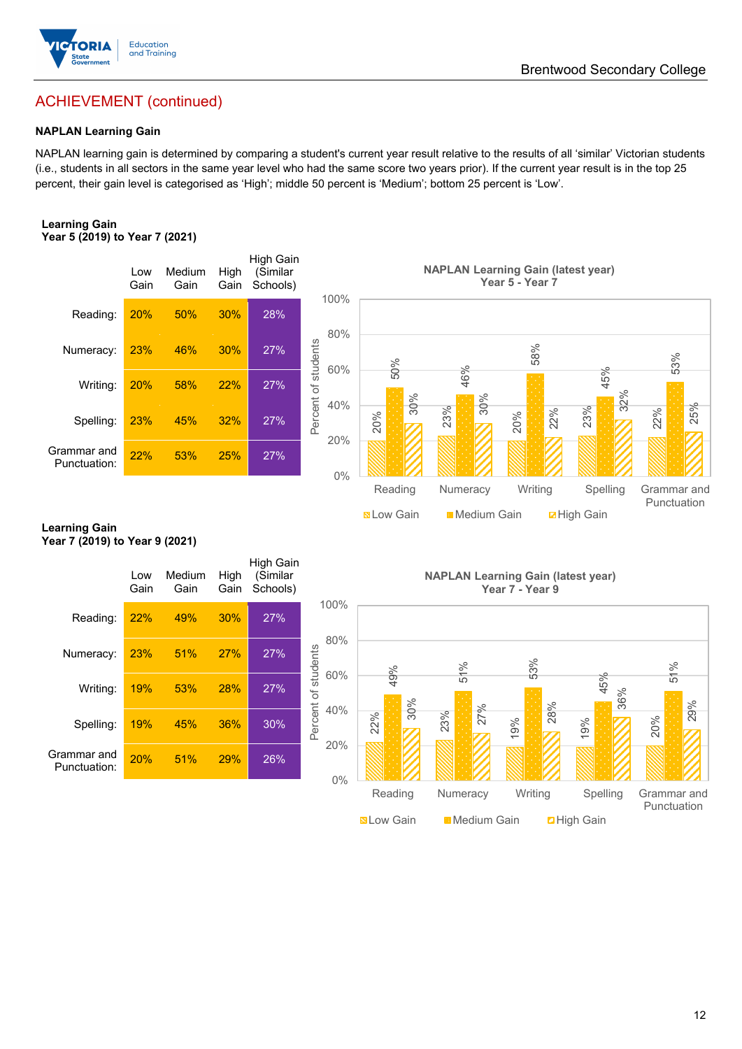## ACHIEVEMENT (continued)

**NAPLAN Learning Gain**

NAPLAN learning gain is determined by comparing a student's current year result relative to the results of all 'similar' Victorian students (i.e., students in all sectors in the same year level who had the same score two years prior). If the current year result is in the top 25 percent, their gain level is categorised as 'High'; middle 50 percent is 'Medium'; bottom 25 percent is 'Low'.

**Learning Gain**
**Year 5 (2019) to Year 7 (2021)**

| | Low Gain | Medium Gain | High Gain | High Gain (Similar Schools) |
|---|---|---|---|---|
| Reading: | 20% | 50% | 30% | 28% |
| Numeracy: | 23% | 46% | 30% | 27% |
| Writing: | 20% | 58% | 22% | 27% |
| Spelling: | 23% | 45% | 32% | 27% |
| Grammar and Punctuation: | 22% | 53% | 25% | 27% |

**NAPLAN Learning Gain (latest year)**
**Year 5 - Year 7**

| | Low Gain | Medium Gain | High Gain |
|---|---|---|---|
| Reading | 20% | 50% | 30% |
| Numeracy | 23% | 46% | 30% |
| Writing | 20% | 58% | 22% |
| Spelling | 23% | 45% | 32% |
| Grammar and Punctuation | 22% | 53% | 25% |

**Learning Gain**
**Year 7 (2019) to Year 9 (2021)**

| | Low Gain | Medium Gain | High Gain | High Gain (Similar Schools) |
|---|---|---|---|---|
| Reading: | 22% | 49% | 30% | 27% |
| Numeracy: | 23% | 51% | 27% | 27% |
| Writing: | 19% | 53% | 28% | 27% |
| Spelling: | 19% | 45% | 36% | 30% |
| Grammar and Punctuation: | 20% | 51% | 29% | 26% |

**NAPLAN Learning Gain (latest year)**
**Year 7 - Year 9**

| | Low Gain | Medium Gain | High Gain |
|---|---|---|---|
| Reading | 22% | 49% | 30% |
| Numeracy | 23% | 51% | 27% |
| Writing | 19% | 53% | 28% |
| Spelling | 19% | 45% | 36% |
| Grammar and Punctuation | 20% | 51% | 29% |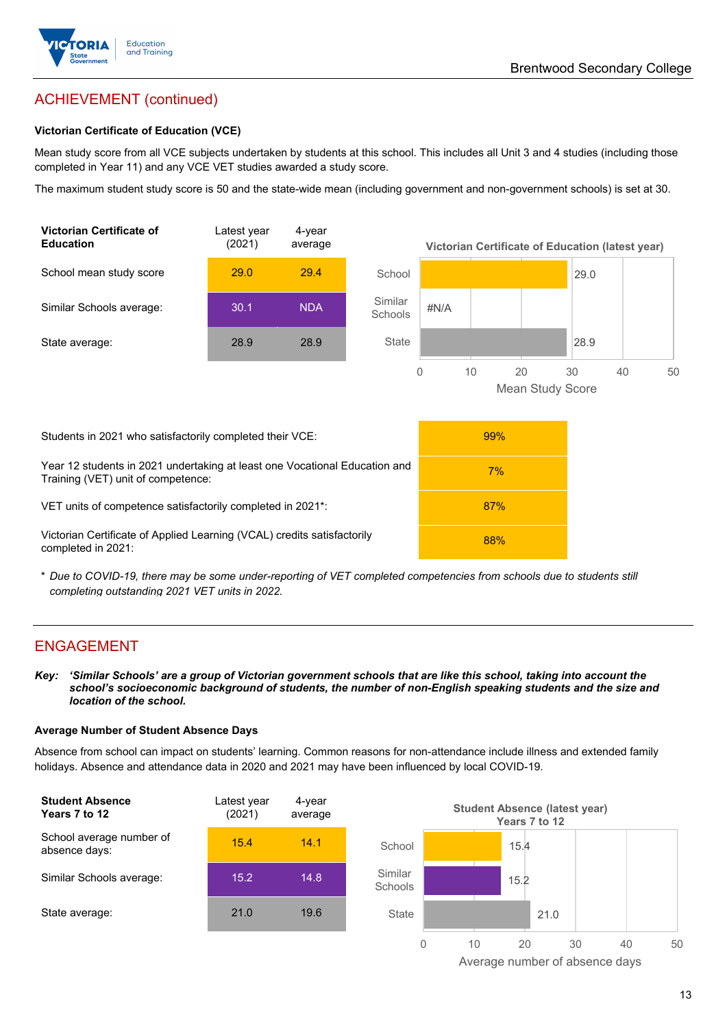## ACHIEVEMENT (continued)

### Victorian Certificate of Education (VCE)

Mean study score from all VCE subjects undertaken by students at this school. This includes all Unit 3 and 4 studies (including those completed in Year 11) and any VCE VET studies awarded a study score.

The maximum student study score is 50 and the state-wide mean (including government and non-government schools) is set at 30.

| Victorian Certificate of Education | Latest year (2021) | 4-year average |
|---|---|---|
| School mean study score | 29.0 | 29.4 |
| Similar Schools average: | 30.1 | NDA |
| State average: | 28.9 | 28.9 |

**Victorian Certificate of Education (latest year)**

| | Mean Study Score |
|---|---|
| School | 29.0 |
| Similar Schools | #N/A |
| State | 28.9 |

| | |
|---|---|
| Students in 2021 who satisfactorily completed their VCE: | 99% |
| Year 12 students in 2021 undertaking at least one Vocational Education and Training (VET) unit of competence: | 7% |
| VET units of competence satisfactorily completed in 2021*: | 87% |
| Victorian Certificate of Applied Learning (VCAL) credits satisfactorily completed in 2021: | 88% |

\* *Due to COVID-19, there may be some under-reporting of VET completed competencies from schools due to students still completing outstanding 2021 VET units in 2022.*

## ENGAGEMENT

***Key: 'Similar Schools' are a group of Victorian government schools that are like this school, taking into account the school's socioeconomic background of students, the number of non-English speaking students and the size and location of the school.***

### Average Number of Student Absence Days

Absence from school can impact on students' learning. Common reasons for non-attendance include illness and extended family holidays. Absence and attendance data in 2020 and 2021 may have been influenced by local COVID-19.

| Student Absence Years 7 to 12 | Latest year (2021) | 4-year average |
|---|---|---|
| School average number of absence days: | 15.4 | 14.1 |
| Similar Schools average: | 15.2 | 14.8 |
| State average: | 21.0 | 19.6 |

**Student Absence (latest year) Years 7 to 12**

| | Average number of absence days |
|---|---|
| School | 15.4 |
| Similar Schools | 15.2 |
| State | 21.0 |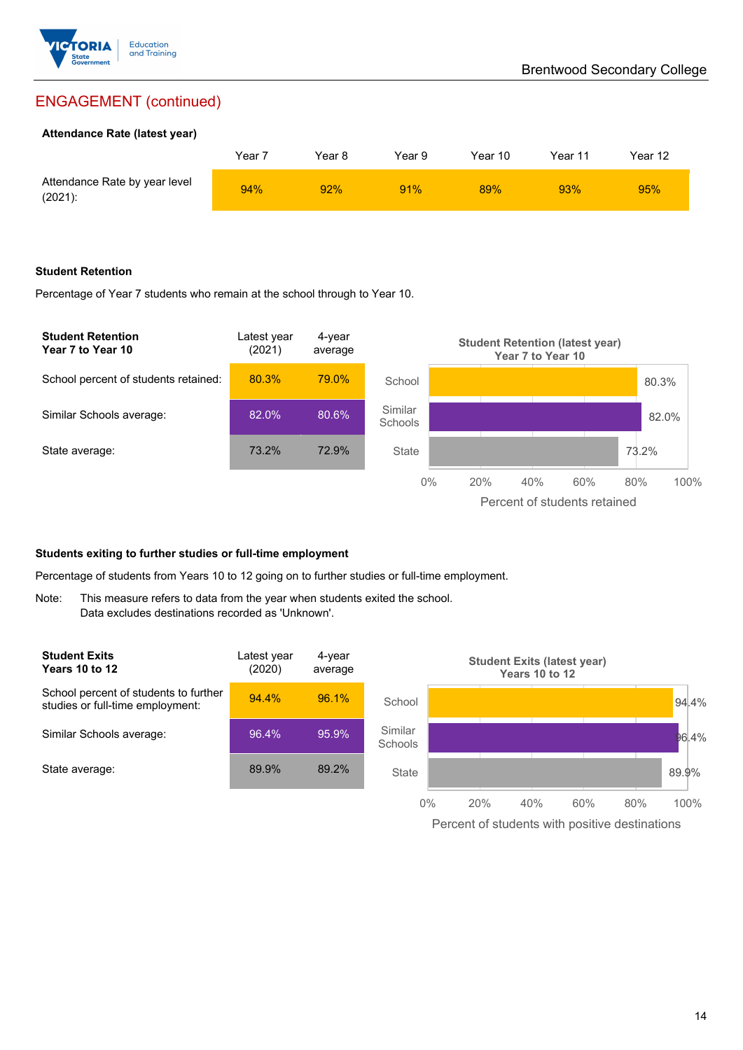## ENGAGEMENT (continued)

**Attendance Rate (latest year)**

| | Year 7 | Year 8 | Year 9 | Year 10 | Year 11 | Year 12 |
|---|---|---|---|---|---|---|
| Attendance Rate by year level (2021): | 94% | 92% | 91% | 89% | 93% | 95% |

**Student Retention**

Percentage of Year 7 students who remain at the school through to Year 10.

| **Student Retention Year 7 to Year 10** | Latest year (2021) | 4-year average |
|---|---|---|
| School percent of students retained: | 80.3% | 79.0% |
| Similar Schools average: | 82.0% | 80.6% |
| State average: | 73.2% | 72.9% |

**Student Retention (latest year) Year 7 to Year 10**

| | Percent of students retained |
|---|---|
| School | 80.3% |
| Similar Schools | 82.0% |
| State | 73.2% |

**Students exiting to further studies or full-time employment**

Percentage of students from Years 10 to 12 going on to further studies or full-time employment.

Note: This measure refers to data from the year when students exited the school.
Data excludes destinations recorded as 'Unknown'.

| **Student Exits Years 10 to 12** | Latest year (2020) | 4-year average |
|---|---|---|
| School percent of students to further studies or full-time employment: | 94.4% | 96.1% |
| Similar Schools average: | 96.4% | 95.9% |
| State average: | 89.9% | 89.2% |

**Student Exits (latest year) Years 10 to 12**

| | Percent of students with positive destinations |
|---|---|
| School | 94.4% |
| Similar Schools | 96.4% |
| State | 89.9% |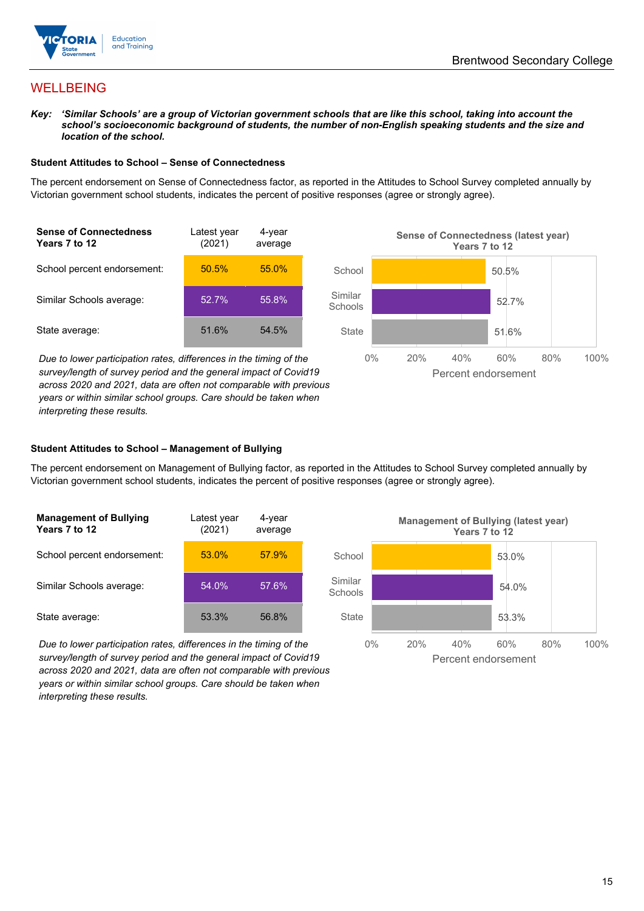## WELLBEING

***Key:*** ***'Similar Schools' are a group of Victorian government schools that are like this school, taking into account the school's socioeconomic background of students, the number of non-English speaking students and the size and location of the school.***

### Student Attitudes to School – Sense of Connectedness

The percent endorsement on Sense of Connectedness factor, as reported in the Attitudes to School Survey completed annually by Victorian government school students, indicates the percent of positive responses (agree or strongly agree).

| Sense of Connectedness Years 7 to 12 | Latest year (2021) | 4-year average |
|---|---|---|
| School percent endorsement: | 50.5% | 55.0% |
| Similar Schools average: | 52.7% | 55.8% |
| State average: | 51.6% | 54.5% |

*Due to lower participation rates, differences in the timing of the survey/length of survey period and the general impact of Covid19 across 2020 and 2021, data are often not comparable with previous years or within similar school groups. Care should be taken when interpreting these results.*

**Sense of Connectedness (latest year) Years 7 to 12**

| | Percent endorsement |
|---|---|
| School | 50.5% |
| Similar Schools | 52.7% |
| State | 51.6% |

### Student Attitudes to School – Management of Bullying

The percent endorsement on Management of Bullying factor, as reported in the Attitudes to School Survey completed annually by Victorian government school students, indicates the percent of positive responses (agree or strongly agree).

| Management of Bullying Years 7 to 12 | Latest year (2021) | 4-year average |
|---|---|---|
| School percent endorsement: | 53.0% | 57.9% |
| Similar Schools average: | 54.0% | 57.6% |
| State average: | 53.3% | 56.8% |

*Due to lower participation rates, differences in the timing of the survey/length of survey period and the general impact of Covid19 across 2020 and 2021, data are often not comparable with previous years or within similar school groups. Care should be taken when interpreting these results.*

**Management of Bullying (latest year) Years 7 to 12**

| | Percent endorsement |
|---|---|
| School | 53.0% |
| Similar Schools | 54.0% |
| State | 53.3% |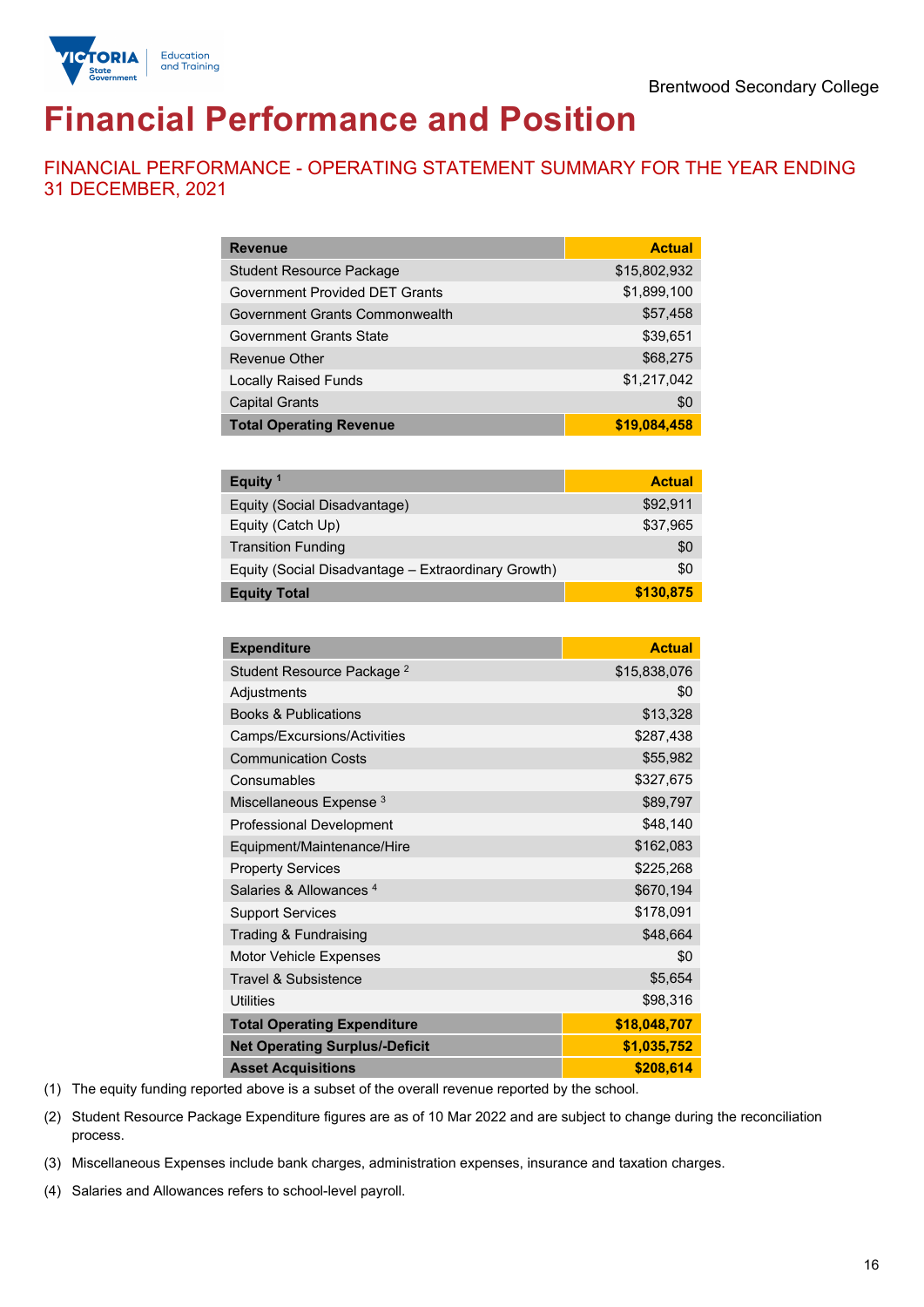# Financial Performance and Position

## FINANCIAL PERFORMANCE - OPERATING STATEMENT SUMMARY FOR THE YEAR ENDING 31 DECEMBER, 2021

| Revenue | Actual |
|---|---|
| Student Resource Package | $15,802,932 |
| Government Provided DET Grants | $1,899,100 |
| Government Grants Commonwealth | $57,458 |
| Government Grants State | $39,651 |
| Revenue Other | $68,275 |
| Locally Raised Funds | $1,217,042 |
| Capital Grants | $0 |
| **Total Operating Revenue** | **$19,084,458** |

| Equity [1] | Actual |
|---|---|
| Equity (Social Disadvantage) | $92,911 |
| Equity (Catch Up) | $37,965 |
| Transition Funding | $0 |
| Equity (Social Disadvantage – Extraordinary Growth) | $0 |
| **Equity Total** | **$130,875** |

| Expenditure | Actual |
|---|---|
| Student Resource Package [2] | $15,838,076 |
| Adjustments | $0 |
| Books & Publications | $13,328 |
| Camps/Excursions/Activities | $287,438 |
| Communication Costs | $55,982 |
| Consumables | $327,675 |
| Miscellaneous Expense [3] | $89,797 |
| Professional Development | $48,140 |
| Equipment/Maintenance/Hire | $162,083 |
| Property Services | $225,268 |
| Salaries & Allowances [4] | $670,194 |
| Support Services | $178,091 |
| Trading & Fundraising | $48,664 |
| Motor Vehicle Expenses | $0 |
| Travel & Subsistence | $5,654 |
| Utilities | $98,316 |
| **Total Operating Expenditure** | **$18,048,707** |
| **Net Operating Surplus/-Deficit** | **$1,035,752** |
| **Asset Acquisitions** | **$208,614** |

(1) The equity funding reported above is a subset of the overall revenue reported by the school.

(2) Student Resource Package Expenditure figures are as of 10 Mar 2022 and are subject to change during the reconciliation process.

(3) Miscellaneous Expenses include bank charges, administration expenses, insurance and taxation charges.

(4) Salaries and Allowances refers to school-level payroll.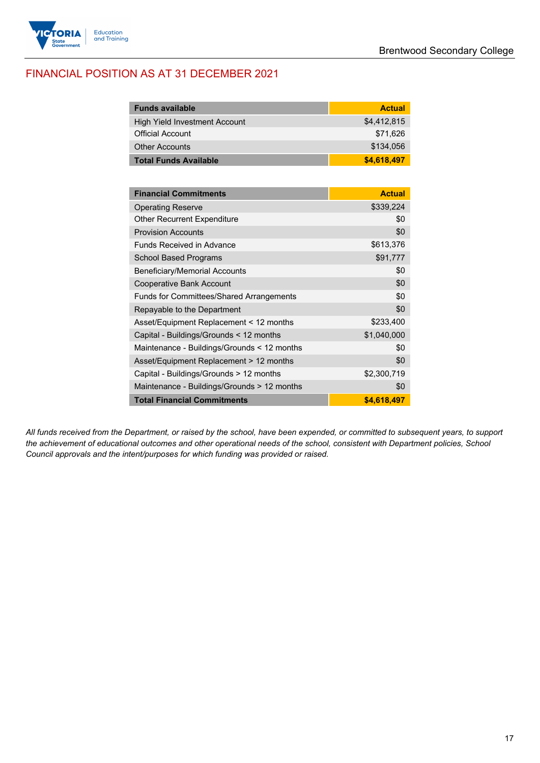# FINANCIAL POSITION AS AT 31 DECEMBER 2021

| Funds available | Actual |
|---|---|
| High Yield Investment Account | $4,412,815 |
| Official Account | $71,626 |
| Other Accounts | $134,056 |
| **Total Funds Available** | **$4,618,497** |

| Financial Commitments | Actual |
|---|---|
| Operating Reserve | $339,224 |
| Other Recurrent Expenditure | $0 |
| Provision Accounts | $0 |
| Funds Received in Advance | $613,376 |
| School Based Programs | $91,777 |
| Beneficiary/Memorial Accounts | $0 |
| Cooperative Bank Account | $0 |
| Funds for Committees/Shared Arrangements | $0 |
| Repayable to the Department | $0 |
| Asset/Equipment Replacement < 12 months | $233,400 |
| Capital - Buildings/Grounds < 12 months | $1,040,000 |
| Maintenance - Buildings/Grounds < 12 months | $0 |
| Asset/Equipment Replacement > 12 months | $0 |
| Capital - Buildings/Grounds > 12 months | $2,300,719 |
| Maintenance - Buildings/Grounds > 12 months | $0 |
| **Total Financial Commitments** | **$4,618,497** |

*All funds received from the Department, or raised by the school, have been expended, or committed to subsequent years, to support the achievement of educational outcomes and other operational needs of the school, consistent with Department policies, School Council approvals and the intent/purposes for which funding was provided or raised.*